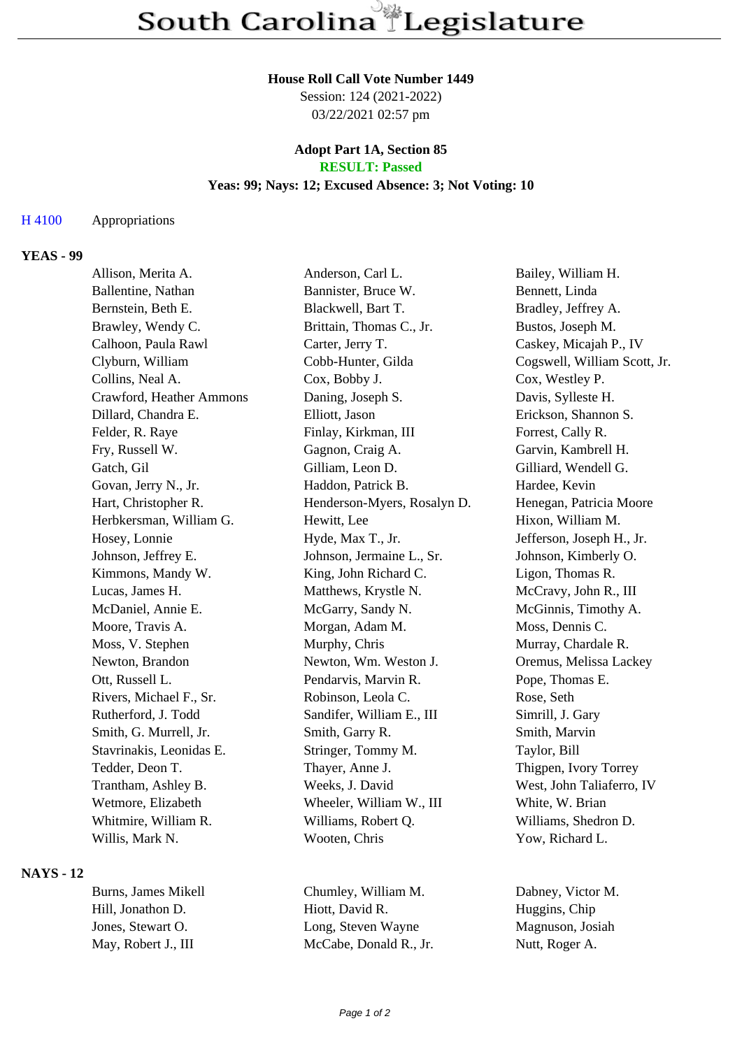# South Carolina Legislature

**House Roll Call Vote Number 1449**
Session: 124 (2021-2022)
03/22/2021 02:57 pm

**Adopt Part 1A, Section 85**
**RESULT: Passed**
**Yeas: 99; Nays: 12; Excused Absence: 3; Not Voting: 10**

H 4100 Appropriations

## YEAS - 99

| | | |
|---|---|---|
| Allison, Merita A. | Anderson, Carl L. | Bailey, William H. |
| Ballentine, Nathan | Bannister, Bruce W. | Bennett, Linda |
| Bernstein, Beth E. | Blackwell, Bart T. | Bradley, Jeffrey A. |
| Brawley, Wendy C. | Brittain, Thomas C., Jr. | Bustos, Joseph M. |
| Calhoon, Paula Rawl | Carter, Jerry T. | Caskey, Micajah P., IV |
| Clyburn, William | Cobb-Hunter, Gilda | Cogswell, William Scott, Jr. |
| Collins, Neal A. | Cox, Bobby J. | Cox, Westley P. |
| Crawford, Heather Ammons | Daning, Joseph S. | Davis, Sylleste H. |
| Dillard, Chandra E. | Elliott, Jason | Erickson, Shannon S. |
| Felder, R. Raye | Finlay, Kirkman, III | Forrest, Cally R. |
| Fry, Russell W. | Gagnon, Craig A. | Garvin, Kambrell H. |
| Gatch, Gil | Gilliam, Leon D. | Gilliard, Wendell G. |
| Govan, Jerry N., Jr. | Haddon, Patrick B. | Hardee, Kevin |
| Hart, Christopher R. | Henderson-Myers, Rosalyn D. | Henegan, Patricia Moore |
| Herbkersman, William G. | Hewitt, Lee | Hixon, William M. |
| Hosey, Lonnie | Hyde, Max T., Jr. | Jefferson, Joseph H., Jr. |
| Johnson, Jeffrey E. | Johnson, Jermaine L., Sr. | Johnson, Kimberly O. |
| Kimmons, Mandy W. | King, John Richard C. | Ligon, Thomas R. |
| Lucas, James H. | Matthews, Krystle N. | McCravy, John R., III |
| McDaniel, Annie E. | McGarry, Sandy N. | McGinnis, Timothy A. |
| Moore, Travis A. | Morgan, Adam M. | Moss, Dennis C. |
| Moss, V. Stephen | Murphy, Chris | Murray, Chardale R. |
| Newton, Brandon | Newton, Wm. Weston J. | Oremus, Melissa Lackey |
| Ott, Russell L. | Pendarvis, Marvin R. | Pope, Thomas E. |
| Rivers, Michael F., Sr. | Robinson, Leola C. | Rose, Seth |
| Rutherford, J. Todd | Sandifer, William E., III | Simrill, J. Gary |
| Smith, G. Murrell, Jr. | Smith, Garry R. | Smith, Marvin |
| Stavrinakis, Leonidas E. | Stringer, Tommy M. | Taylor, Bill |
| Tedder, Deon T. | Thayer, Anne J. | Thigpen, Ivory Torrey |
| Trantham, Ashley B. | Weeks, J. David | West, John Taliaferro, IV |
| Wetmore, Elizabeth | Wheeler, William W., III | White, W. Brian |
| Whitmire, William R. | Williams, Robert Q. | Williams, Shedron D. |
| Willis, Mark N. | Wooten, Chris | Yow, Richard L. |

## NAYS - 12

| | | |
|---|---|---|
| Burns, James Mikell | Chumley, William M. | Dabney, Victor M. |
| Hill, Jonathon D. | Hiott, David R. | Huggins, Chip |
| Jones, Stewart O. | Long, Steven Wayne | Magnuson, Josiah |
| May, Robert J., III | McCabe, Donald R., Jr. | Nutt, Roger A. |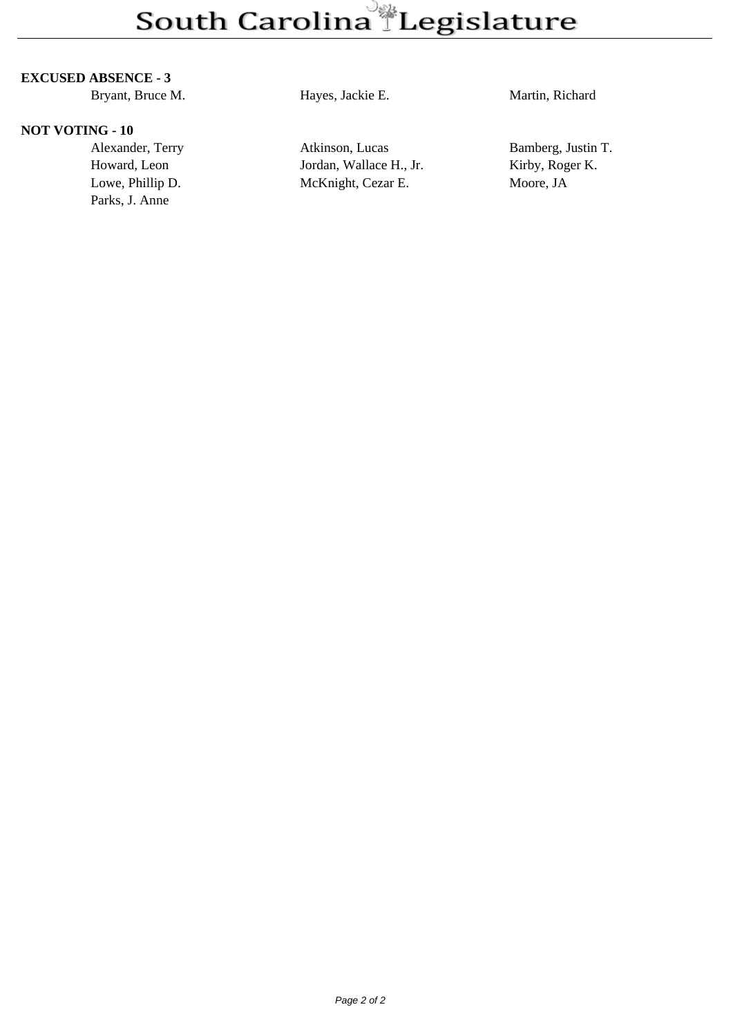**EXCUSED ABSENCE - 3**

| | | |
|---|---|---|
| Bryant, Bruce M. | Hayes, Jackie E. | Martin, Richard |

**NOT VOTING - 10**

| | | |
|---|---|---|
| Alexander, Terry | Atkinson, Lucas | Bamberg, Justin T. |
| Howard, Leon | Jordan, Wallace H., Jr. | Kirby, Roger K. |
| Lowe, Phillip D. | McKnight, Cezar E. | Moore, JA |
| Parks, J. Anne | | |